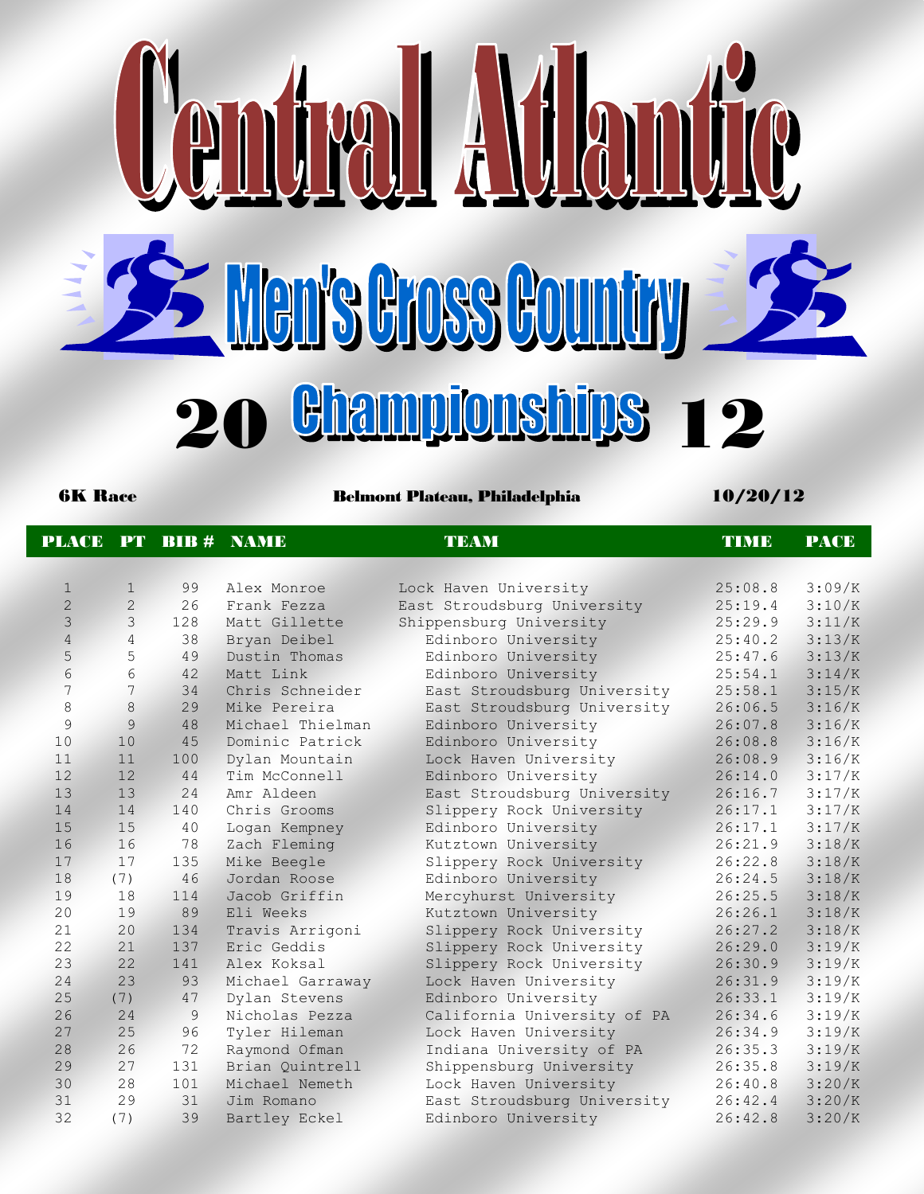# Central Atlantic

## Men's Cross Country

## 20 Championships 12

**6K Race** **Belmont Plateau, Philadelphia** **10/20/12**

| PLACE | PT | BIB # | NAME | TEAM | TIME | PACE |
|---|---|---|---|---|---|---|
| 1 | 1 | 99 | Alex Monroe | Lock Haven University | 25:08.8 | 3:09/K |
| 2 | 2 | 26 | Frank Fezza | East Stroudsburg University | 25:19.4 | 3:10/K |
| 3 | 3 | 128 | Matt Gillette | Shippensburg University | 25:29.9 | 3:11/K |
| 4 | 4 | 38 | Bryan Deibel | Edinboro University | 25:40.2 | 3:13/K |
| 5 | 5 | 49 | Dustin Thomas | Edinboro University | 25:47.6 | 3:13/K |
| 6 | 6 | 42 | Matt Link | Edinboro University | 25:54.1 | 3:14/K |
| 7 | 7 | 34 | Chris Schneider | East Stroudsburg University | 25:58.1 | 3:15/K |
| 8 | 8 | 29 | Mike Pereira | East Stroudsburg University | 26:06.5 | 3:16/K |
| 9 | 9 | 48 | Michael Thielman | Edinboro University | 26:07.8 | 3:16/K |
| 10 | 10 | 45 | Dominic Patrick | Edinboro University | 26:08.8 | 3:16/K |
| 11 | 11 | 100 | Dylan Mountain | Lock Haven University | 26:08.9 | 3:16/K |
| 12 | 12 | 44 | Tim McConnell | Edinboro University | 26:14.0 | 3:17/K |
| 13 | 13 | 24 | Amr Aldeen | East Stroudsburg University | 26:16.7 | 3:17/K |
| 14 | 14 | 140 | Chris Grooms | Slippery Rock University | 26:17.1 | 3:17/K |
| 15 | 15 | 40 | Logan Kempney | Edinboro University | 26:17.1 | 3:17/K |
| 16 | 16 | 78 | Zach Fleming | Kutztown University | 26:21.9 | 3:18/K |
| 17 | 17 | 135 | Mike Beegle | Slippery Rock University | 26:22.8 | 3:18/K |
| 18 | (7) | 46 | Jordan Roose | Edinboro University | 26:24.5 | 3:18/K |
| 19 | 18 | 114 | Jacob Griffin | Mercyhurst University | 26:25.5 | 3:18/K |
| 20 | 19 | 89 | Eli Weeks | Kutztown University | 26:26.1 | 3:18/K |
| 21 | 20 | 134 | Travis Arrigoni | Slippery Rock University | 26:27.2 | 3:18/K |
| 22 | 21 | 137 | Eric Geddis | Slippery Rock University | 26:29.0 | 3:19/K |
| 23 | 22 | 141 | Alex Koksal | Slippery Rock University | 26:30.9 | 3:19/K |
| 24 | 23 | 93 | Michael Garraway | Lock Haven University | 26:31.9 | 3:19/K |
| 25 | (7) | 47 | Dylan Stevens | Edinboro University | 26:33.1 | 3:19/K |
| 26 | 24 | 9 | Nicholas Pezza | California University of PA | 26:34.6 | 3:19/K |
| 27 | 25 | 96 | Tyler Hileman | Lock Haven University | 26:34.9 | 3:19/K |
| 28 | 26 | 72 | Raymond Ofman | Indiana University of PA | 26:35.3 | 3:19/K |
| 29 | 27 | 131 | Brian Quintrell | Shippensburg University | 26:35.8 | 3:19/K |
| 30 | 28 | 101 | Michael Nemeth | Lock Haven University | 26:40.8 | 3:20/K |
| 31 | 29 | 31 | Jim Romano | East Stroudsburg University | 26:42.4 | 3:20/K |
| 32 | (7) | 39 | Bartley Eckel | Edinboro University | 26:42.8 | 3:20/K |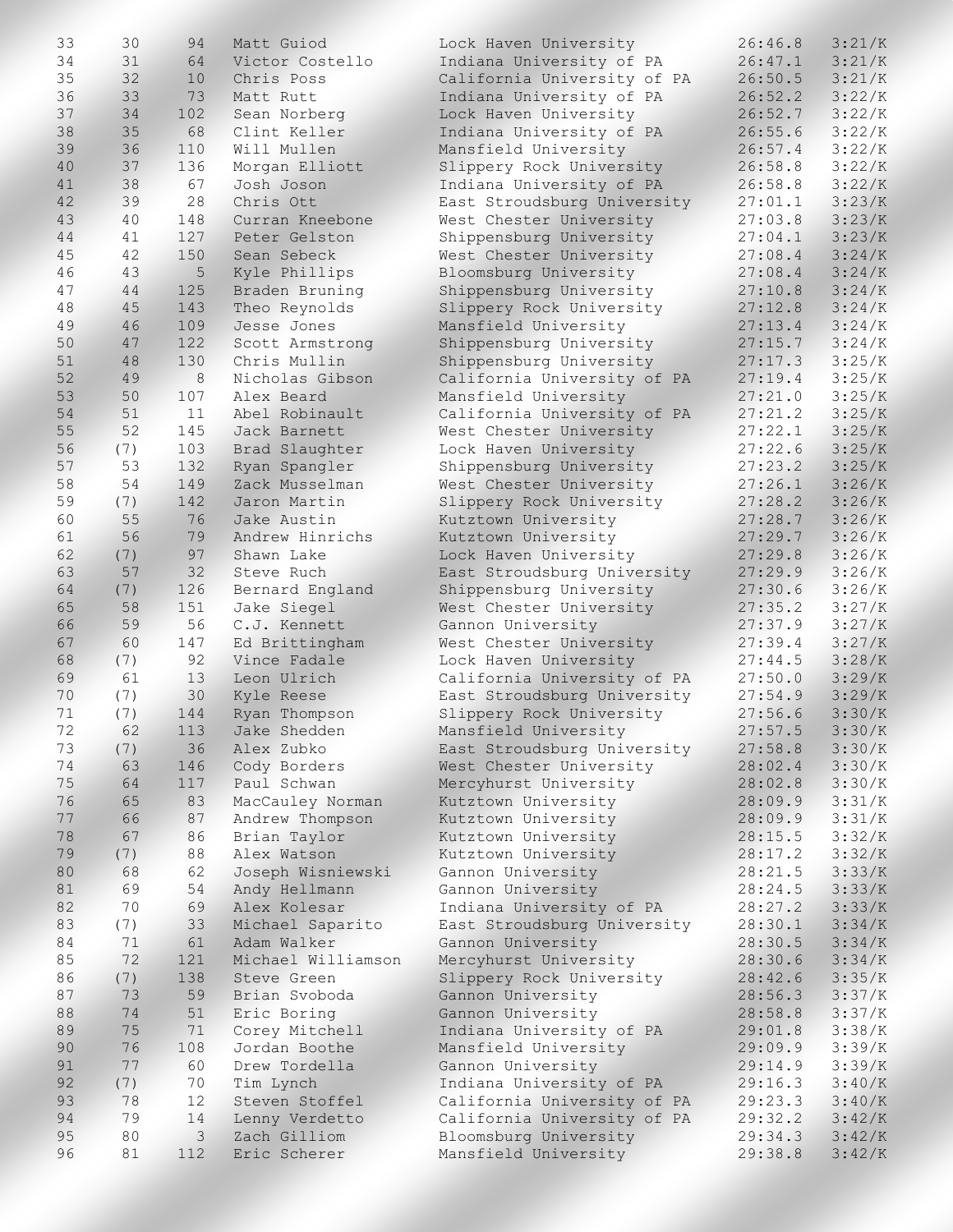| | | | | | | |
|---|---|---|---|---|---|---|
| 33 | 30 | 94 | Matt Guiod | Lock Haven University | 26:46.8 | 3:21/K |
| 34 | 31 | 64 | Victor Costello | Indiana University of PA | 26:47.1 | 3:21/K |
| 35 | 32 | 10 | Chris Poss | California University of PA | 26:50.5 | 3:21/K |
| 36 | 33 | 73 | Matt Rutt | Indiana University of PA | 26:52.2 | 3:22/K |
| 37 | 34 | 102 | Sean Norberg | Lock Haven University | 26:52.7 | 3:22/K |
| 38 | 35 | 68 | Clint Keller | Indiana University of PA | 26:55.6 | 3:22/K |
| 39 | 36 | 110 | Will Mullen | Mansfield University | 26:57.4 | 3:22/K |
| 40 | 37 | 136 | Morgan Elliott | Slippery Rock University | 26:58.8 | 3:22/K |
| 41 | 38 | 67 | Josh Joson | Indiana University of PA | 26:58.8 | 3:22/K |
| 42 | 39 | 28 | Chris Ott | East Stroudsburg University | 27:01.1 | 3:23/K |
| 43 | 40 | 148 | Curran Kneebone | West Chester University | 27:03.8 | 3:23/K |
| 44 | 41 | 127 | Peter Gelston | Shippensburg University | 27:04.1 | 3:23/K |
| 45 | 42 | 150 | Sean Sebeck | West Chester University | 27:08.4 | 3:24/K |
| 46 | 43 | 5 | Kyle Phillips | Bloomsburg University | 27:08.4 | 3:24/K |
| 47 | 44 | 125 | Braden Bruning | Shippensburg University | 27:10.8 | 3:24/K |
| 48 | 45 | 143 | Theo Reynolds | Slippery Rock University | 27:12.8 | 3:24/K |
| 49 | 46 | 109 | Jesse Jones | Mansfield University | 27:13.4 | 3:24/K |
| 50 | 47 | 122 | Scott Armstrong | Shippensburg University | 27:15.7 | 3:24/K |
| 51 | 48 | 130 | Chris Mullin | Shippensburg University | 27:17.3 | 3:25/K |
| 52 | 49 | 8 | Nicholas Gibson | California University of PA | 27:19.4 | 3:25/K |
| 53 | 50 | 107 | Alex Beard | Mansfield University | 27:21.0 | 3:25/K |
| 54 | 51 | 11 | Abel Robinault | California University of PA | 27:21.2 | 3:25/K |
| 55 | 52 | 145 | Jack Barnett | West Chester University | 27:22.1 | 3:25/K |
| 56 | (7) | 103 | Brad Slaughter | Lock Haven University | 27:22.6 | 3:25/K |
| 57 | 53 | 132 | Ryan Spangler | Shippensburg University | 27:23.2 | 3:25/K |
| 58 | 54 | 149 | Zack Musselman | West Chester University | 27:26.1 | 3:26/K |
| 59 | (7) | 142 | Jaron Martin | Slippery Rock University | 27:28.2 | 3:26/K |
| 60 | 55 | 76 | Jake Austin | Kutztown University | 27:28.7 | 3:26/K |
| 61 | 56 | 79 | Andrew Hinrichs | Kutztown University | 27:29.7 | 3:26/K |
| 62 | (7) | 97 | Shawn Lake | Lock Haven University | 27:29.8 | 3:26/K |
| 63 | 57 | 32 | Steve Ruch | East Stroudsburg University | 27:29.9 | 3:26/K |
| 64 | (7) | 126 | Bernard England | Shippensburg University | 27:30.6 | 3:26/K |
| 65 | 58 | 151 | Jake Siegel | West Chester University | 27:35.2 | 3:27/K |
| 66 | 59 | 56 | C.J. Kennett | Gannon University | 27:37.9 | 3:27/K |
| 67 | 60 | 147 | Ed Brittingham | West Chester University | 27:39.4 | 3:27/K |
| 68 | (7) | 92 | Vince Fadale | Lock Haven University | 27:44.5 | 3:28/K |
| 69 | 61 | 13 | Leon Ulrich | California University of PA | 27:50.0 | 3:29/K |
| 70 | (7) | 30 | Kyle Reese | East Stroudsburg University | 27:54.9 | 3:29/K |
| 71 | (7) | 144 | Ryan Thompson | Slippery Rock University | 27:56.6 | 3:30/K |
| 72 | 62 | 113 | Jake Shedden | Mansfield University | 27:57.5 | 3:30/K |
| 73 | (7) | 36 | Alex Zubko | East Stroudsburg University | 27:58.8 | 3:30/K |
| 74 | 63 | 146 | Cody Borders | West Chester University | 28:02.4 | 3:30/K |
| 75 | 64 | 117 | Paul Schwan | Mercyhurst University | 28:02.8 | 3:30/K |
| 76 | 65 | 83 | MacCauley Norman | Kutztown University | 28:09.9 | 3:31/K |
| 77 | 66 | 87 | Andrew Thompson | Kutztown University | 28:09.9 | 3:31/K |
| 78 | 67 | 86 | Brian Taylor | Kutztown University | 28:15.5 | 3:32/K |
| 79 | (7) | 88 | Alex Watson | Kutztown University | 28:17.2 | 3:32/K |
| 80 | 68 | 62 | Joseph Wisniewski | Gannon University | 28:21.5 | 3:33/K |
| 81 | 69 | 54 | Andy Hellmann | Gannon University | 28:24.5 | 3:33/K |
| 82 | 70 | 69 | Alex Kolesar | Indiana University of PA | 28:27.2 | 3:33/K |
| 83 | (7) | 33 | Michael Saparito | East Stroudsburg University | 28:30.1 | 3:34/K |
| 84 | 71 | 61 | Adam Walker | Gannon University | 28:30.5 | 3:34/K |
| 85 | 72 | 121 | Michael Williamson | Mercyhurst University | 28:30.6 | 3:34/K |
| 86 | (7) | 138 | Steve Green | Slippery Rock University | 28:42.6 | 3:35/K |
| 87 | 73 | 59 | Brian Svoboda | Gannon University | 28:56.3 | 3:37/K |
| 88 | 74 | 51 | Eric Boring | Gannon University | 28:58.8 | 3:37/K |
| 89 | 75 | 71 | Corey Mitchell | Indiana University of PA | 29:01.8 | 3:38/K |
| 90 | 76 | 108 | Jordan Boothe | Mansfield University | 29:09.9 | 3:39/K |
| 91 | 77 | 60 | Drew Tordella | Gannon University | 29:14.9 | 3:39/K |
| 92 | (7) | 70 | Tim Lynch | Indiana University of PA | 29:16.3 | 3:40/K |
| 93 | 78 | 12 | Steven Stoffel | California University of PA | 29:23.3 | 3:40/K |
| 94 | 79 | 14 | Lenny Verdetto | California University of PA | 29:32.2 | 3:42/K |
| 95 | 80 | 3 | Zach Gilliom | Bloomsburg University | 29:34.3 | 3:42/K |
| 96 | 81 | 112 | Eric Scherer | Mansfield University | 29:38.8 | 3:42/K |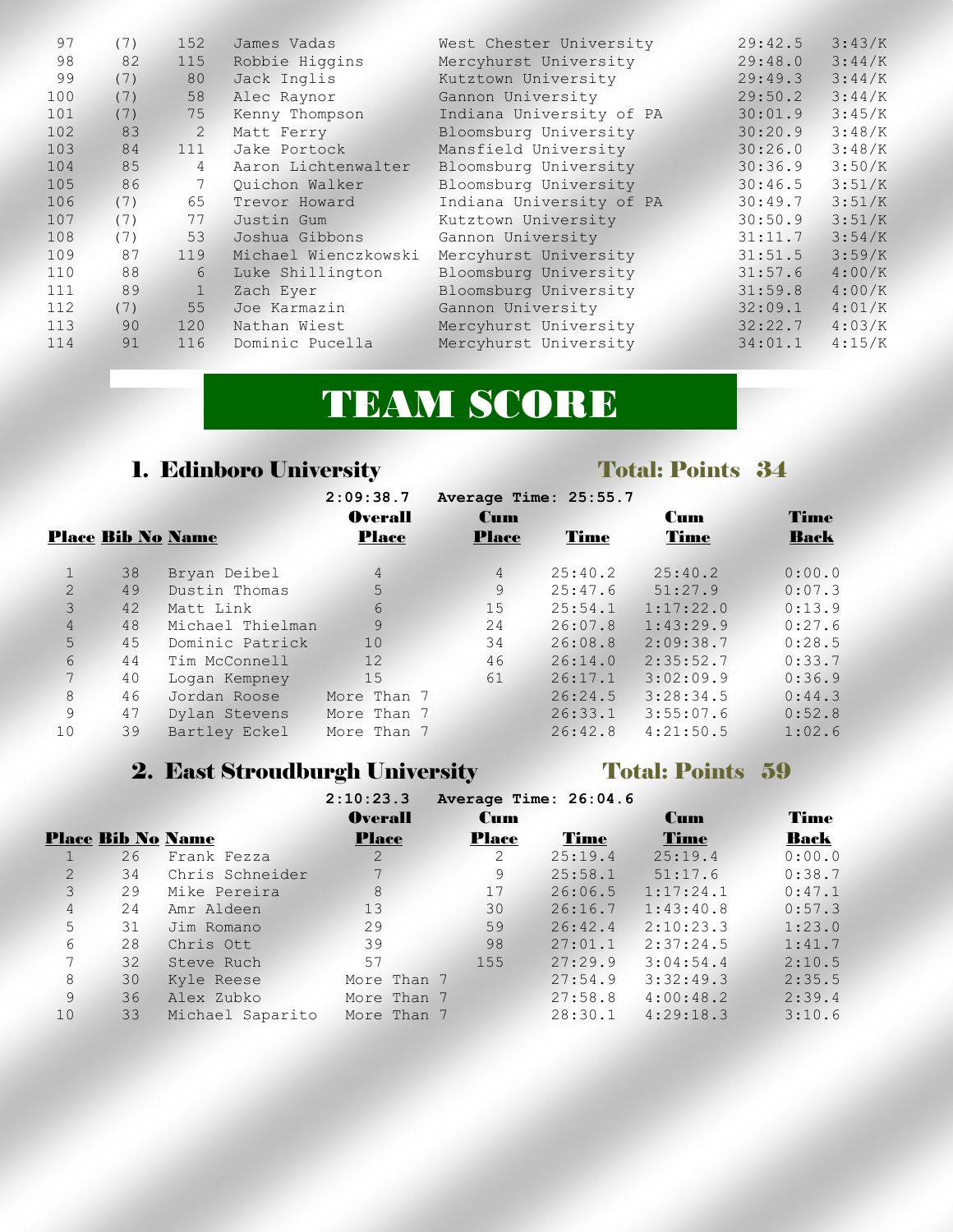| | | | | | | |
|---|---|---|---|---|---|---|
| 97 | (7) | 152 | James Vadas | West Chester University | 29:42.5 | 3:43/K |
| 98 | 82 | 115 | Robbie Higgins | Mercyhurst University | 29:48.0 | 3:44/K |
| 99 | (7) | 80 | Jack Inglis | Kutztown University | 29:49.3 | 3:44/K |
| 100 | (7) | 58 | Alec Raynor | Gannon University | 29:50.2 | 3:44/K |
| 101 | (7) | 75 | Kenny Thompson | Indiana University of PA | 30:01.9 | 3:45/K |
| 102 | 83 | 2 | Matt Ferry | Bloomsburg University | 30:20.9 | 3:48/K |
| 103 | 84 | 111 | Jake Portock | Mansfield University | 30:26.0 | 3:48/K |
| 104 | 85 | 4 | Aaron Lichtenwalter | Bloomsburg University | 30:36.9 | 3:50/K |
| 105 | 86 | 7 | Quichon Walker | Bloomsburg University | 30:46.5 | 3:51/K |
| 106 | (7) | 65 | Trevor Howard | Indiana University of PA | 30:49.7 | 3:51/K |
| 107 | (7) | 77 | Justin Gum | Kutztown University | 30:50.9 | 3:51/K |
| 108 | (7) | 53 | Joshua Gibbons | Gannon University | 31:11.7 | 3:54/K |
| 109 | 87 | 119 | Michael Wienczkowski | Mercyhurst University | 31:51.5 | 3:59/K |
| 110 | 88 | 6 | Luke Shillington | Bloomsburg University | 31:57.6 | 4:00/K |
| 111 | 89 | 1 | Zach Eyer | Bloomsburg University | 31:59.8 | 4:00/K |
| 112 | (7) | 55 | Joe Karmazin | Gannon University | 32:09.1 | 4:01/K |
| 113 | 90 | 120 | Nathan Wiest | Mercyhurst University | 32:22.7 | 4:03/K |
| 114 | 91 | 116 | Dominic Pucella | Mercyhurst University | 34:01.1 | 4:15/K |

# TEAM SCORE

## 1. Edinboro University — Total: Points 34

2:09:38.7 Average Time: 25:55.7

| Place | Bib No | Name | Overall Place | Cum Place | Time | Cum Time | Time Back |
|---|---|---|---|---|---|---|---|
| 1 | 38 | Bryan Deibel | 4 | 4 | 25:40.2 | 25:40.2 | 0:00.0 |
| 2 | 49 | Dustin Thomas | 5 | 9 | 25:47.6 | 51:27.9 | 0:07.3 |
| 3 | 42 | Matt Link | 6 | 15 | 25:54.1 | 1:17:22.0 | 0:13.9 |
| 4 | 48 | Michael Thielman | 9 | 24 | 26:07.8 | 1:43:29.9 | 0:27.6 |
| 5 | 45 | Dominic Patrick | 10 | 34 | 26:08.8 | 2:09:38.7 | 0:28.5 |
| 6 | 44 | Tim McConnell | 12 | 46 | 26:14.0 | 2:35:52.7 | 0:33.7 |
| 7 | 40 | Logan Kempney | 15 | 61 | 26:17.1 | 3:02:09.9 | 0:36.9 |
| 8 | 46 | Jordan Roose | More Than 7 | | 26:24.5 | 3:28:34.5 | 0:44.3 |
| 9 | 47 | Dylan Stevens | More Than 7 | | 26:33.1 | 3:55:07.6 | 0:52.8 |
| 10 | 39 | Bartley Eckel | More Than 7 | | 26:42.8 | 4:21:50.5 | 1:02.6 |

## 2. East Stroudburgh University — Total: Points 59

2:10:23.3 Average Time: 26:04.6

| Place | Bib No | Name | Overall Place | Cum Place | Time | Cum Time | Time Back |
|---|---|---|---|---|---|---|---|
| 1 | 26 | Frank Fezza | 2 | 2 | 25:19.4 | 25:19.4 | 0:00.0 |
| 2 | 34 | Chris Schneider | 7 | 9 | 25:58.1 | 51:17.6 | 0:38.7 |
| 3 | 29 | Mike Pereira | 8 | 17 | 26:06.5 | 1:17:24.1 | 0:47.1 |
| 4 | 24 | Amr Aldeen | 13 | 30 | 26:16.7 | 1:43:40.8 | 0:57.3 |
| 5 | 31 | Jim Romano | 29 | 59 | 26:42.4 | 2:10:23.3 | 1:23.0 |
| 6 | 28 | Chris Ott | 39 | 98 | 27:01.1 | 2:37:24.5 | 1:41.7 |
| 7 | 32 | Steve Ruch | 57 | 155 | 27:29.9 | 3:04:54.4 | 2:10.5 |
| 8 | 30 | Kyle Reese | More Than 7 | | 27:54.9 | 3:32:49.3 | 2:35.5 |
| 9 | 36 | Alex Zubko | More Than 7 | | 27:58.8 | 4:00:48.2 | 2:39.4 |
| 10 | 33 | Michael Saparito | More Than 7 | | 28:30.1 | 4:29:18.3 | 3:10.6 |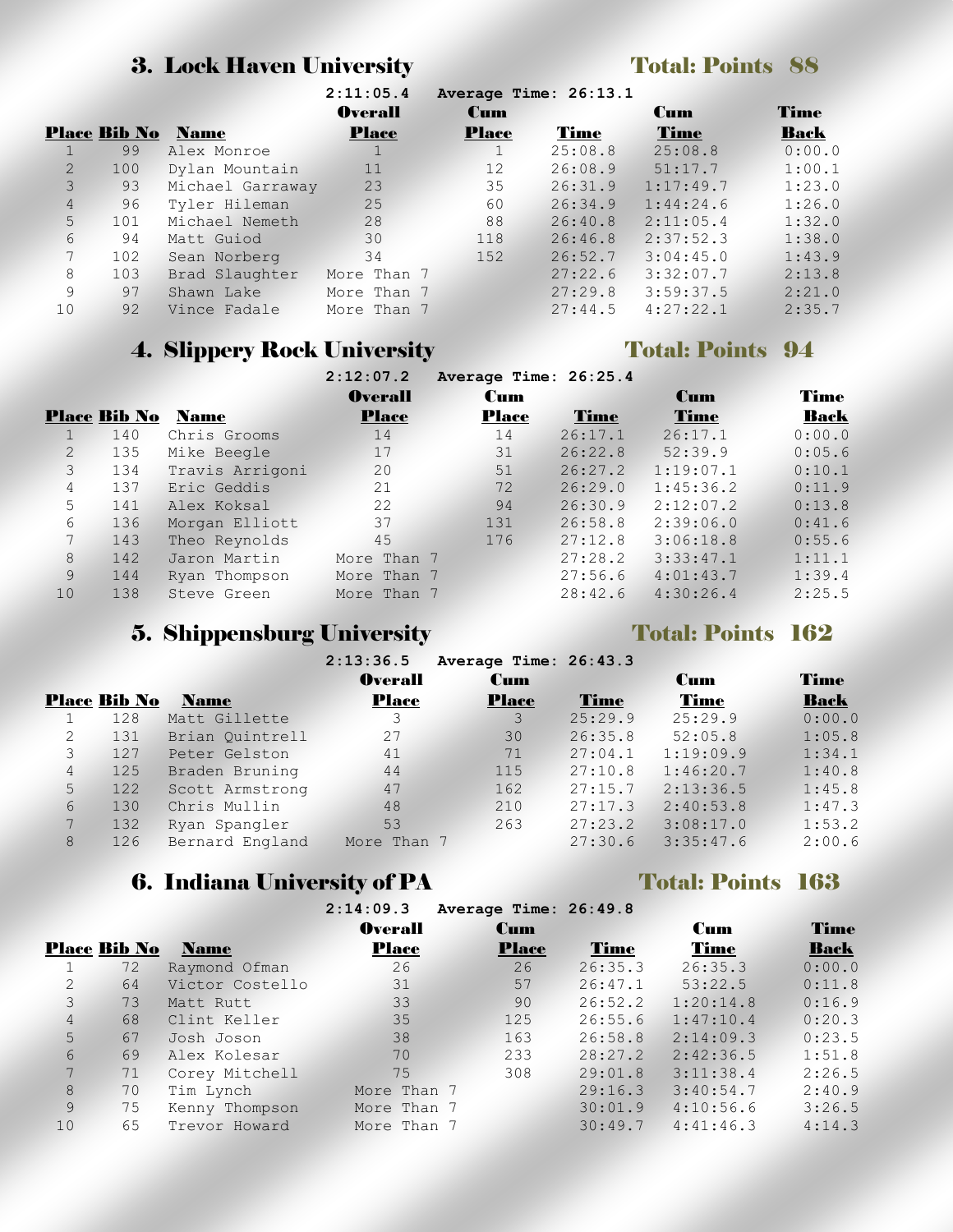## 3. Lock Haven University

**Total: Points 88**

**2:11:05.4 Average Time: 26:13.1**

| Place | Bib No | Name | Overall Place | Cum Place | Time | Cum Time | Time Back |
|---|---|---|---|---|---|---|---|
| 1 | 99 | Alex Monroe | 1 | 1 | 25:08.8 | 25:08.8 | 0:00.0 |
| 2 | 100 | Dylan Mountain | 11 | 12 | 26:08.9 | 51:17.7 | 1:00.1 |
| 3 | 93 | Michael Garraway | 23 | 35 | 26:31.9 | 1:17:49.7 | 1:23.0 |
| 4 | 96 | Tyler Hileman | 25 | 60 | 26:34.9 | 1:44:24.6 | 1:26.0 |
| 5 | 101 | Michael Nemeth | 28 | 88 | 26:40.8 | 2:11:05.4 | 1:32.0 |
| 6 | 94 | Matt Guiod | 30 | 118 | 26:46.8 | 2:37:52.3 | 1:38.0 |
| 7 | 102 | Sean Norberg | 34 | 152 | 26:52.7 | 3:04:45.0 | 1:43.9 |
| 8 | 103 | Brad Slaughter | More Than 7 | | 27:22.6 | 3:32:07.7 | 2:13.8 |
| 9 | 97 | Shawn Lake | More Than 7 | | 27:29.8 | 3:59:37.5 | 2:21.0 |
| 10 | 92 | Vince Fadale | More Than 7 | | 27:44.5 | 4:27:22.1 | 2:35.7 |

## 4. Slippery Rock University

**Total: Points 94**

**2:12:07.2 Average Time: 26:25.4**

| Place | Bib No | Name | Overall Place | Cum Place | Time | Cum Time | Time Back |
|---|---|---|---|---|---|---|---|
| 1 | 140 | Chris Grooms | 14 | 14 | 26:17.1 | 26:17.1 | 0:00.0 |
| 2 | 135 | Mike Beegle | 17 | 31 | 26:22.8 | 52:39.9 | 0:05.6 |
| 3 | 134 | Travis Arrigoni | 20 | 51 | 26:27.2 | 1:19:07.1 | 0:10.1 |
| 4 | 137 | Eric Geddis | 21 | 72 | 26:29.0 | 1:45:36.2 | 0:11.9 |
| 5 | 141 | Alex Koksal | 22 | 94 | 26:30.9 | 2:12:07.2 | 0:13.8 |
| 6 | 136 | Morgan Elliott | 37 | 131 | 26:58.8 | 2:39:06.0 | 0:41.6 |
| 7 | 143 | Theo Reynolds | 45 | 176 | 27:12.8 | 3:06:18.8 | 0:55.6 |
| 8 | 142 | Jaron Martin | More Than 7 | | 27:28.2 | 3:33:47.1 | 1:11.1 |
| 9 | 144 | Ryan Thompson | More Than 7 | | 27:56.6 | 4:01:43.7 | 1:39.4 |
| 10 | 138 | Steve Green | More Than 7 | | 28:42.6 | 4:30:26.4 | 2:25.5 |

## 5. Shippensburg University

**Total: Points 162**

**2:13:36.5 Average Time: 26:43.3**

| Place | Bib No | Name | Overall Place | Cum Place | Time | Cum Time | Time Back |
|---|---|---|---|---|---|---|---|
| 1 | 128 | Matt Gillette | 3 | 3 | 25:29.9 | 25:29.9 | 0:00.0 |
| 2 | 131 | Brian Quintrell | 27 | 30 | 26:35.8 | 52:05.8 | 1:05.8 |
| 3 | 127 | Peter Gelston | 41 | 71 | 27:04.1 | 1:19:09.9 | 1:34.1 |
| 4 | 125 | Braden Bruning | 44 | 115 | 27:10.8 | 1:46:20.7 | 1:40.8 |
| 5 | 122 | Scott Armstrong | 47 | 162 | 27:15.7 | 2:13:36.5 | 1:45.8 |
| 6 | 130 | Chris Mullin | 48 | 210 | 27:17.3 | 2:40:53.8 | 1:47.3 |
| 7 | 132 | Ryan Spangler | 53 | 263 | 27:23.2 | 3:08:17.0 | 1:53.2 |
| 8 | 126 | Bernard England | More Than 7 | | 27:30.6 | 3:35:47.6 | 2:00.6 |

## 6. Indiana University of PA

**Total: Points 163**

**2:14:09.3 Average Time: 26:49.8**

| Place | Bib No | Name | Overall Place | Cum Place | Time | Cum Time | Time Back |
|---|---|---|---|---|---|---|---|
| 1 | 72 | Raymond Ofman | 26 | 26 | 26:35.3 | 26:35.3 | 0:00.0 |
| 2 | 64 | Victor Costello | 31 | 57 | 26:47.1 | 53:22.5 | 0:11.8 |
| 3 | 73 | Matt Rutt | 33 | 90 | 26:52.2 | 1:20:14.8 | 0:16.9 |
| 4 | 68 | Clint Keller | 35 | 125 | 26:55.6 | 1:47:10.4 | 0:20.3 |
| 5 | 67 | Josh Joson | 38 | 163 | 26:58.8 | 2:14:09.3 | 0:23.5 |
| 6 | 69 | Alex Kolesar | 70 | 233 | 28:27.2 | 2:42:36.5 | 1:51.8 |
| 7 | 71 | Corey Mitchell | 75 | 308 | 29:01.8 | 3:11:38.4 | 2:26.5 |
| 8 | 70 | Tim Lynch | More Than 7 | | 29:16.3 | 3:40:54.7 | 2:40.9 |
| 9 | 75 | Kenny Thompson | More Than 7 | | 30:01.9 | 4:10:56.6 | 3:26.5 |
| 10 | 65 | Trevor Howard | More Than 7 | | 30:49.7 | 4:41:46.3 | 4:14.3 |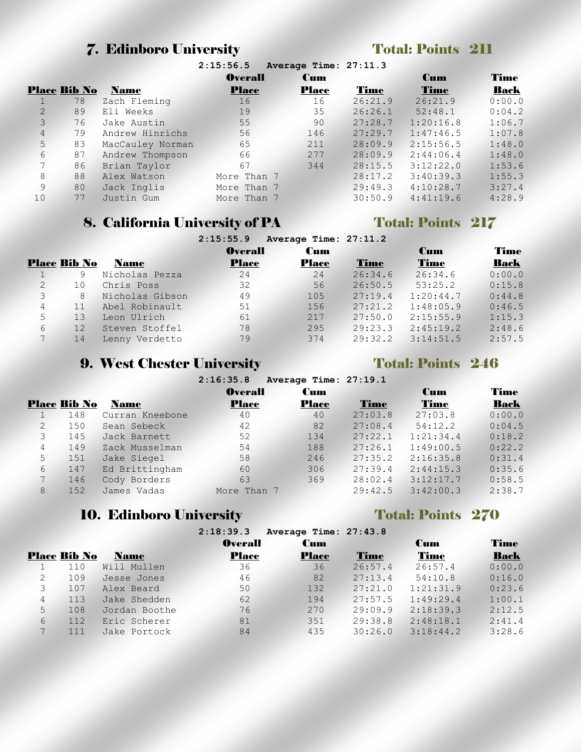## 7. Edinboro University

**Total: Points 211**

2:15:56.5 Average Time: 27:11.3

| Place | Bib No | Name | Overall Place | Cum Place | Time | Cum Time | Time Back |
|---|---|---|---|---|---|---|---|
| 1 | 78 | Zach Fleming | 16 | 16 | 26:21.9 | 26:21.9 | 0:00.0 |
| 2 | 89 | Eli Weeks | 19 | 35 | 26:26.1 | 52:48.1 | 0:04.2 |
| 3 | 76 | Jake Austin | 55 | 90 | 27:28.7 | 1:20:16.8 | 1:06.7 |
| 4 | 79 | Andrew Hinrichs | 56 | 146 | 27:29.7 | 1:47:46.5 | 1:07.8 |
| 5 | 83 | MacCauley Norman | 65 | 211 | 28:09.9 | 2:15:56.5 | 1:48.0 |
| 6 | 87 | Andrew Thompson | 66 | 277 | 28:09.9 | 2:44:06.4 | 1:48.0 |
| 7 | 86 | Brian Taylor | 67 | 344 | 28:15.5 | 3:12:22.0 | 1:53.6 |
| 8 | 88 | Alex Watson | More Than 7 | | 28:17.2 | 3:40:39.3 | 1:55.3 |
| 9 | 80 | Jack Inglis | More Than 7 | | 29:49.3 | 4:10:28.7 | 3:27.4 |
| 10 | 77 | Justin Gum | More Than 7 | | 30:50.9 | 4:41:19.6 | 4:28.9 |

## 8. California University of PA

**Total: Points 217**

2:15:55.9 Average Time: 27:11.2

| Place | Bib No | Name | Overall Place | Cum Place | Time | Cum Time | Time Back |
|---|---|---|---|---|---|---|---|
| 1 | 9 | Nicholas Pezza | 24 | 24 | 26:34.6 | 26:34.6 | 0:00.0 |
| 2 | 10 | Chris Poss | 32 | 56 | 26:50.5 | 53:25.2 | 0:15.8 |
| 3 | 8 | Nicholas Gibson | 49 | 105 | 27:19.4 | 1:20:44.7 | 0:44.8 |
| 4 | 11 | Abel Robinault | 51 | 156 | 27:21.2 | 1:48:05.9 | 0:46.5 |
| 5 | 13 | Leon Ulrich | 61 | 217 | 27:50.0 | 2:15:55.9 | 1:15.3 |
| 6 | 12 | Steven Stoffel | 78 | 295 | 29:23.3 | 2:45:19.2 | 2:48.6 |
| 7 | 14 | Lenny Verdetto | 79 | 374 | 29:32.2 | 3:14:51.5 | 2:57.5 |

## 9. West Chester University

**Total: Points 246**

2:16:35.8 Average Time: 27:19.1

| Place | Bib No | Name | Overall Place | Cum Place | Time | Cum Time | Time Back |
|---|---|---|---|---|---|---|---|
| 1 | 148 | Curran Kneebone | 40 | 40 | 27:03.8 | 27:03.8 | 0:00.0 |
| 2 | 150 | Sean Sebeck | 42 | 82 | 27:08.4 | 54:12.2 | 0:04.5 |
| 3 | 145 | Jack Barnett | 52 | 134 | 27:22.1 | 1:21:34.4 | 0:18.2 |
| 4 | 149 | Zack Musselman | 54 | 188 | 27:26.1 | 1:49:00.5 | 0:22.2 |
| 5 | 151 | Jake Siegel | 58 | 246 | 27:35.2 | 2:16:35.8 | 0:31.4 |
| 6 | 147 | Ed Brittingham | 60 | 306 | 27:39.4 | 2:44:15.3 | 0:35.6 |
| 7 | 146 | Cody Borders | 63 | 369 | 28:02.4 | 3:12:17.7 | 0:58.5 |
| 8 | 152 | James Vadas | More Than 7 | | 29:42.5 | 3:42:00.3 | 2:38.7 |

## 10. Edinboro University

**Total: Points 270**

2:18:39.3 Average Time: 27:43.8

| Place | Bib No | Name | Overall Place | Cum Place | Time | Cum Time | Time Back |
|---|---|---|---|---|---|---|---|
| 1 | 110 | Will Mullen | 36 | 36 | 26:57.4 | 26:57.4 | 0:00.0 |
| 2 | 109 | Jesse Jones | 46 | 82 | 27:13.4 | 54:10.8 | 0:16.0 |
| 3 | 107 | Alex Beard | 50 | 132 | 27:21.0 | 1:21:31.9 | 0:23.6 |
| 4 | 113 | Jake Shedden | 62 | 194 | 27:57.5 | 1:49:29.4 | 1:00.1 |
| 5 | 108 | Jordan Boothe | 76 | 270 | 29:09.9 | 2:18:39.3 | 2:12.5 |
| 6 | 112 | Eric Scherer | 81 | 351 | 29:38.8 | 2:48:18.1 | 2:41.4 |
| 7 | 111 | Jake Portock | 84 | 435 | 30:26.0 | 3:18:44.2 | 3:28.6 |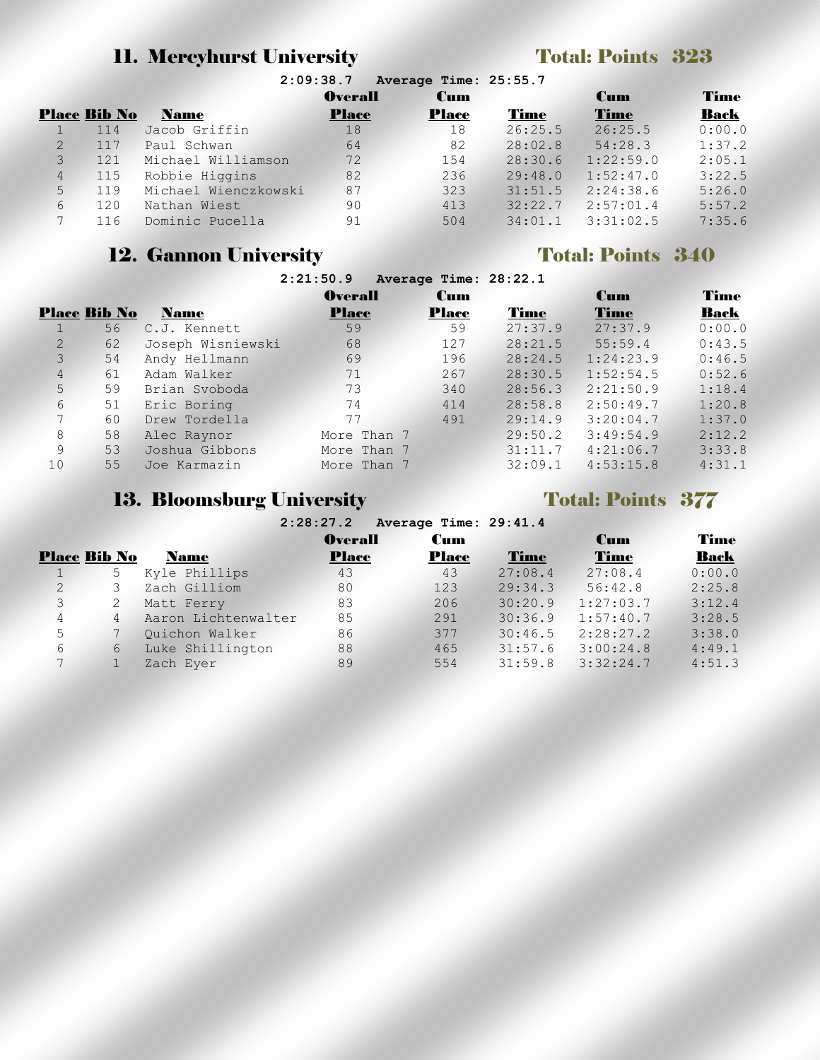## 11. Mercyhurst University

**Total: Points 323**

**2:09:38.7 Average Time: 25:55.7**

| Place | Bib No | Name | Overall Place | Cum Place | Time | Cum Time | Time Back |
|---|---|---|---|---|---|---|---|
| 1 | 114 | Jacob Griffin | 18 | 18 | 26:25.5 | 26:25.5 | 0:00.0 |
| 2 | 117 | Paul Schwan | 64 | 82 | 28:02.8 | 54:28.3 | 1:37.2 |
| 3 | 121 | Michael Williamson | 72 | 154 | 28:30.6 | 1:22:59.0 | 2:05.1 |
| 4 | 115 | Robbie Higgins | 82 | 236 | 29:48.0 | 1:52:47.0 | 3:22.5 |
| 5 | 119 | Michael Wienczkowski | 87 | 323 | 31:51.5 | 2:24:38.6 | 5:26.0 |
| 6 | 120 | Nathan Wiest | 90 | 413 | 32:22.7 | 2:57:01.4 | 5:57.2 |
| 7 | 116 | Dominic Pucella | 91 | 504 | 34:01.1 | 3:31:02.5 | 7:35.6 |

## 12. Gannon University

**Total: Points 340**

**2:21:50.9 Average Time: 28:22.1**

| Place | Bib No | Name | Overall Place | Cum Place | Time | Cum Time | Time Back |
|---|---|---|---|---|---|---|---|
| 1 | 56 | C.J. Kennett | 59 | 59 | 27:37.9 | 27:37.9 | 0:00.0 |
| 2 | 62 | Joseph Wisniewski | 68 | 127 | 28:21.5 | 55:59.4 | 0:43.5 |
| 3 | 54 | Andy Hellmann | 69 | 196 | 28:24.5 | 1:24:23.9 | 0:46.5 |
| 4 | 61 | Adam Walker | 71 | 267 | 28:30.5 | 1:52:54.5 | 0:52.6 |
| 5 | 59 | Brian Svoboda | 73 | 340 | 28:56.3 | 2:21:50.9 | 1:18.4 |
| 6 | 51 | Eric Boring | 74 | 414 | 28:58.8 | 2:50:49.7 | 1:20.8 |
| 7 | 60 | Drew Tordella | 77 | 491 | 29:14.9 | 3:20:04.7 | 1:37.0 |
| 8 | 58 | Alec Raynor | More Than 7 | | 29:50.2 | 3:49:54.9 | 2:12.2 |
| 9 | 53 | Joshua Gibbons | More Than 7 | | 31:11.7 | 4:21:06.7 | 3:33.8 |
| 10 | 55 | Joe Karmazin | More Than 7 | | 32:09.1 | 4:53:15.8 | 4:31.1 |

## 13. Bloomsburg University

**Total: Points 377**

**2:28:27.2 Average Time: 29:41.4**

| Place | Bib No | Name | Overall Place | Cum Place | Time | Cum Time | Time Back |
|---|---|---|---|---|---|---|---|
| 1 | 5 | Kyle Phillips | 43 | 43 | 27:08.4 | 27:08.4 | 0:00.0 |
| 2 | 3 | Zach Gilliom | 80 | 123 | 29:34.3 | 56:42.8 | 2:25.8 |
| 3 | 2 | Matt Ferry | 83 | 206 | 30:20.9 | 1:27:03.7 | 3:12.4 |
| 4 | 4 | Aaron Lichtenwalter | 85 | 291 | 30:36.9 | 1:57:40.7 | 3:28.5 |
| 5 | 7 | Quichon Walker | 86 | 377 | 30:46.5 | 2:28:27.2 | 3:38.0 |
| 6 | 6 | Luke Shillington | 88 | 465 | 31:57.6 | 3:00:24.8 | 4:49.1 |
| 7 | 1 | Zach Eyer | 89 | 554 | 31:59.8 | 3:32:24.7 | 4:51.3 |